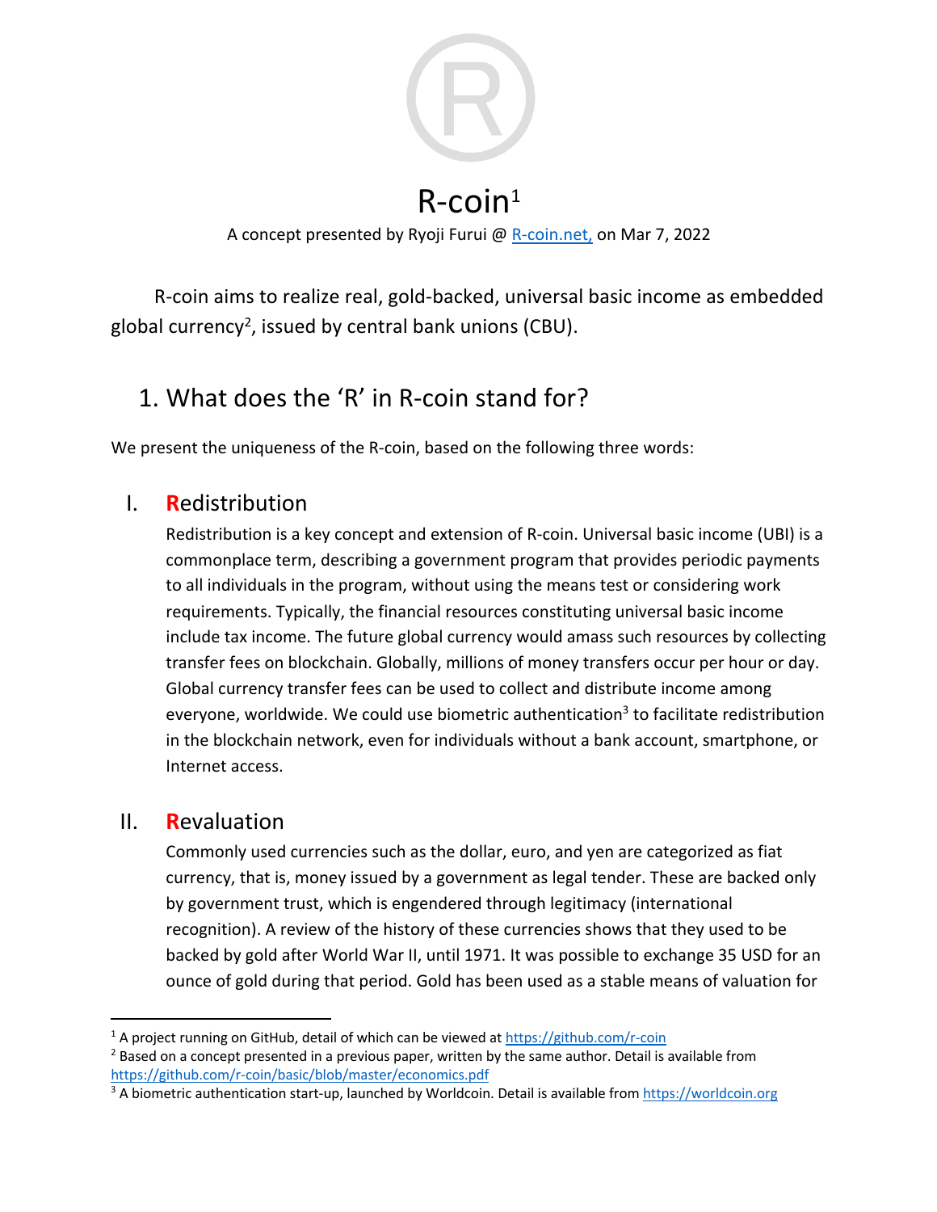# R-coin[1]

A concept presented by Ryoji Furui @ R-coin.net, on Mar 7, 2022

R-coin aims to realize real, gold-backed, universal basic income as embedded global currency[2], issued by central bank unions (CBU).

## 1. What does the 'R' in R-coin stand for?

We present the uniqueness of the R-coin, based on the following three words:

### I. Redistribution

Redistribution is a key concept and extension of R-coin. Universal basic income (UBI) is a commonplace term, describing a government program that provides periodic payments to all individuals in the program, without using the means test or considering work requirements. Typically, the financial resources constituting universal basic income include tax income. The future global currency would amass such resources by collecting transfer fees on blockchain. Globally, millions of money transfers occur per hour or day. Global currency transfer fees can be used to collect and distribute income among everyone, worldwide. We could use biometric authentication[3] to facilitate redistribution in the blockchain network, even for individuals without a bank account, smartphone, or Internet access.

### II. Revaluation

Commonly used currencies such as the dollar, euro, and yen are categorized as fiat currency, that is, money issued by a government as legal tender. These are backed only by government trust, which is engendered through legitimacy (international recognition). A review of the history of these currencies shows that they used to be backed by gold after World War II, until 1971. It was possible to exchange 35 USD for an ounce of gold during that period. Gold has been used as a stable means of valuation for

---

[1] A project running on GitHub, detail of which can be viewed at https://github.com/r-coin

[2] Based on a concept presented in a previous paper, written by the same author. Detail is available from https://github.com/r-coin/basic/blob/master/economics.pdf

[3] A biometric authentication start-up, launched by Worldcoin. Detail is available from https://worldcoin.org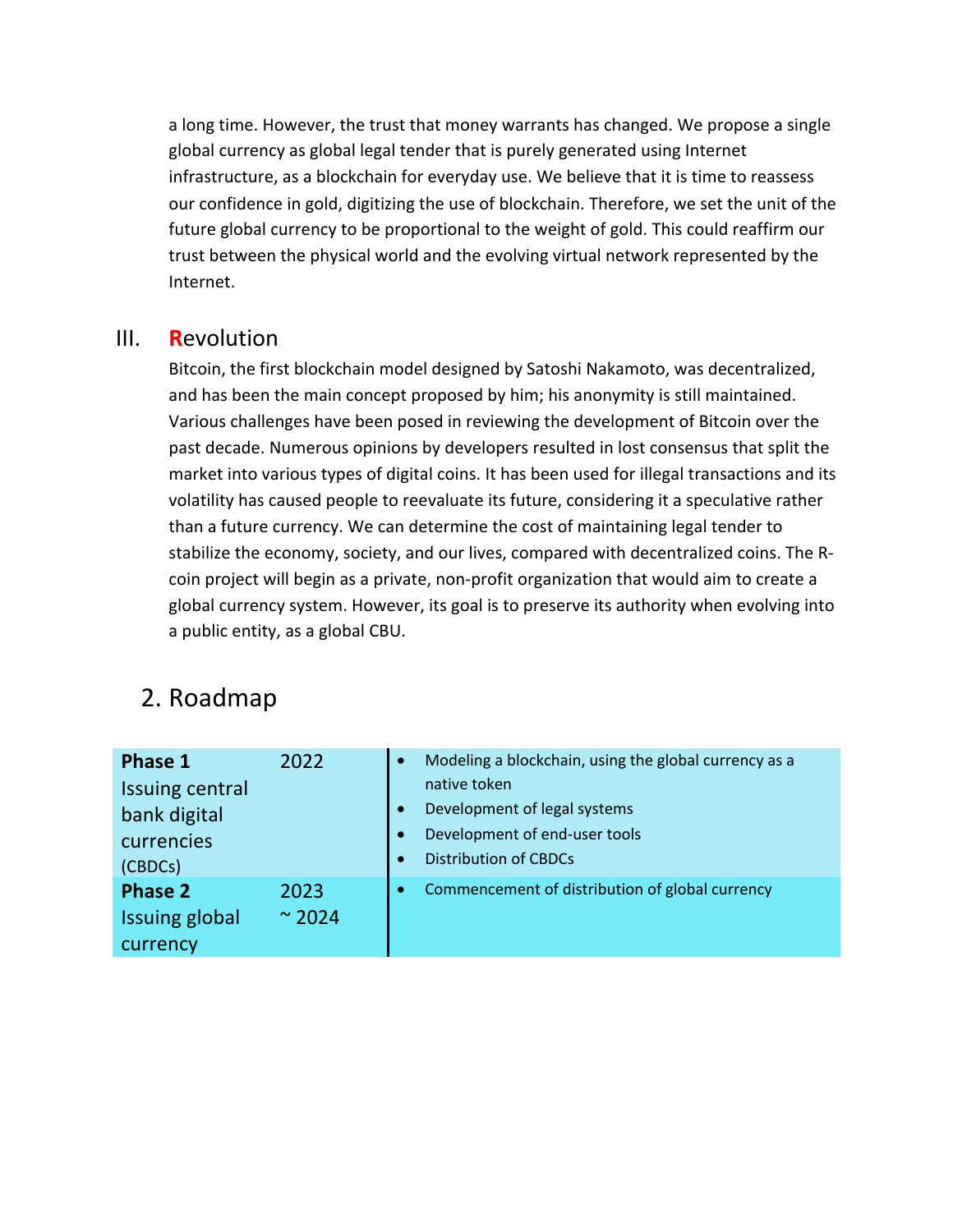a long time. However, the trust that money warrants has changed. We propose a single global currency as global legal tender that is purely generated using Internet infrastructure, as a blockchain for everyday use. We believe that it is time to reassess our confidence in gold, digitizing the use of blockchain. Therefore, we set the unit of the future global currency to be proportional to the weight of gold. This could reaffirm our trust between the physical world and the evolving virtual network represented by the Internet.

### III. Revolution

Bitcoin, the first blockchain model designed by Satoshi Nakamoto, was decentralized, and has been the main concept proposed by him; his anonymity is still maintained. Various challenges have been posed in reviewing the development of Bitcoin over the past decade. Numerous opinions by developers resulted in lost consensus that split the market into various types of digital coins. It has been used for illegal transactions and its volatility has caused people to reevaluate its future, considering it a speculative rather than a future currency. We can determine the cost of maintaining legal tender to stabilize the economy, society, and our lives, compared with decentralized coins. The R-coin project will begin as a private, non-profit organization that would aim to create a global currency system. However, its goal is to preserve its authority when evolving into a public entity, as a global CBU.

## 2. Roadmap

| | | |
|---|---|---|
| **Phase 1** Issuing central bank digital currencies (CBDCs) | 2022 | • Modeling a blockchain, using the global currency as a native token<br>• Development of legal systems<br>• Development of end-user tools<br>• Distribution of CBDCs |
| **Phase 2** Issuing global currency | 2023 ~ 2024 | • Commencement of distribution of global currency |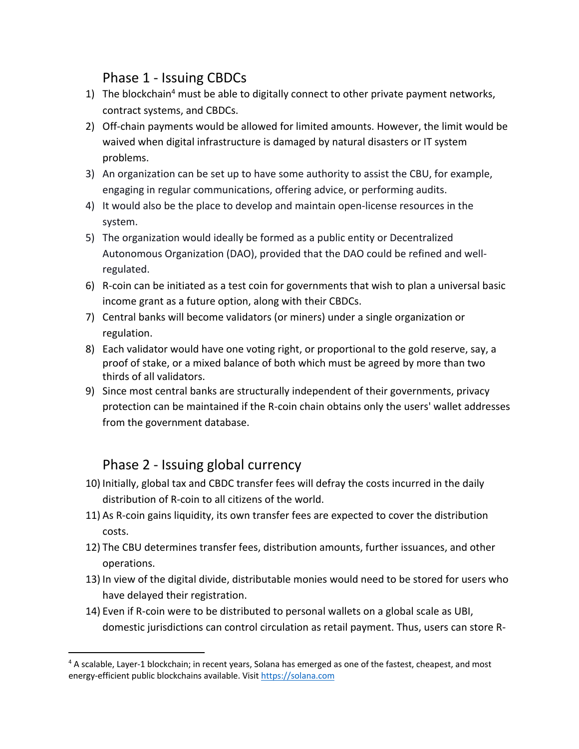## Phase 1 - Issuing CBDCs

1) The blockchain[4] must be able to digitally connect to other private payment networks, contract systems, and CBDCs.
2) Off-chain payments would be allowed for limited amounts. However, the limit would be waived when digital infrastructure is damaged by natural disasters or IT system problems.
3) An organization can be set up to have some authority to assist the CBU, for example, engaging in regular communications, offering advice, or performing audits.
4) It would also be the place to develop and maintain open-license resources in the system.
5) The organization would ideally be formed as a public entity or Decentralized Autonomous Organization (DAO), provided that the DAO could be refined and well-regulated.
6) R-coin can be initiated as a test coin for governments that wish to plan a universal basic income grant as a future option, along with their CBDCs.
7) Central banks will become validators (or miners) under a single organization or regulation.
8) Each validator would have one voting right, or proportional to the gold reserve, say, a proof of stake, or a mixed balance of both which must be agreed by more than two thirds of all validators.
9) Since most central banks are structurally independent of their governments, privacy protection can be maintained if the R-coin chain obtains only the users' wallet addresses from the government database.

## Phase 2 - Issuing global currency

10) Initially, global tax and CBDC transfer fees will defray the costs incurred in the daily distribution of R-coin to all citizens of the world.
11) As R-coin gains liquidity, its own transfer fees are expected to cover the distribution costs.
12) The CBU determines transfer fees, distribution amounts, further issuances, and other operations.
13) In view of the digital divide, distributable monies would need to be stored for users who have delayed their registration.
14) Even if R-coin were to be distributed to personal wallets on a global scale as UBI, domestic jurisdictions can control circulation as retail payment. Thus, users can store R-

[4] A scalable, Layer-1 blockchain; in recent years, Solana has emerged as one of the fastest, cheapest, and most energy-efficient public blockchains available. Visit https://solana.com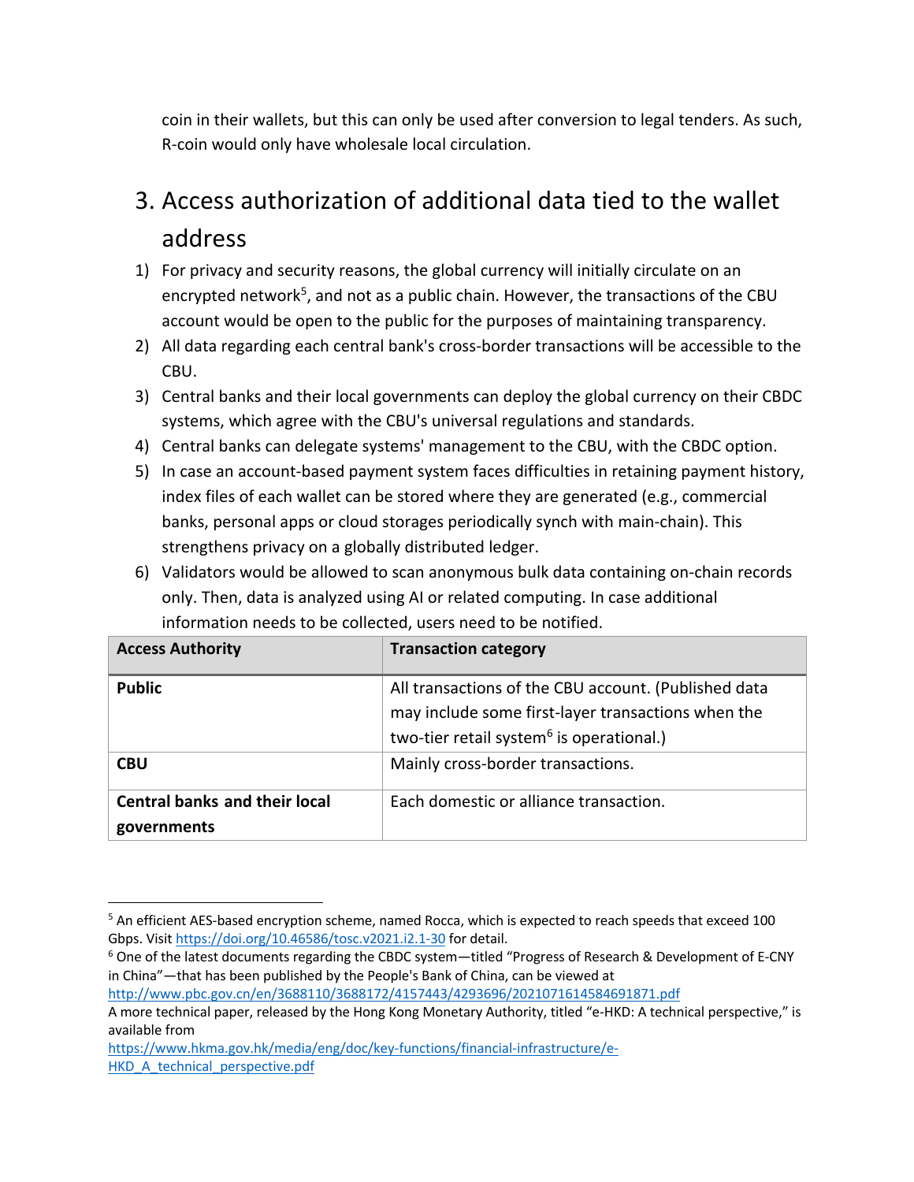coin in their wallets, but this can only be used after conversion to legal tenders. As such, R-coin would only have wholesale local circulation.

## 3. Access authorization of additional data tied to the wallet address

1) For privacy and security reasons, the global currency will initially circulate on an encrypted network[5], and not as a public chain. However, the transactions of the CBU account would be open to the public for the purposes of maintaining transparency.
2) All data regarding each central bank's cross-border transactions will be accessible to the CBU.
3) Central banks and their local governments can deploy the global currency on their CBDC systems, which agree with the CBU's universal regulations and standards.
4) Central banks can delegate systems' management to the CBU, with the CBDC option.
5) In case an account-based payment system faces difficulties in retaining payment history, index files of each wallet can be stored where they are generated (e.g., commercial banks, personal apps or cloud storages periodically synch with main-chain). This strengthens privacy on a globally distributed ledger.
6) Validators would be allowed to scan anonymous bulk data containing on-chain records only. Then, data is analyzed using AI or related computing. In case additional information needs to be collected, users need to be notified.

| **Access Authority** | **Transaction category** |
| --- | --- |
| **Public** | All transactions of the CBU account. (Published data may include some first-layer transactions when the two-tier retail system[6] is operational.) |
| **CBU** | Mainly cross-border transactions. |
| **Central banks and their local governments** | Each domestic or alliance transaction. |

[5] An efficient AES-based encryption scheme, named Rocca, which is expected to reach speeds that exceed 100 Gbps. Visit https://doi.org/10.46586/tosc.v2021.i2.1-30 for detail.

[6] One of the latest documents regarding the CBDC system—titled "Progress of Research & Development of E-CNY in China"—that has been published by the People's Bank of China, can be viewed at http://www.pbc.gov.cn/en/3688110/3688172/4157443/4293696/2021071614584691871.pdf

A more technical paper, released by the Hong Kong Monetary Authority, titled "e-HKD: A technical perspective," is available from https://www.hkma.gov.hk/media/eng/doc/key-functions/financial-infrastructure/e-HKD_A_technical_perspective.pdf